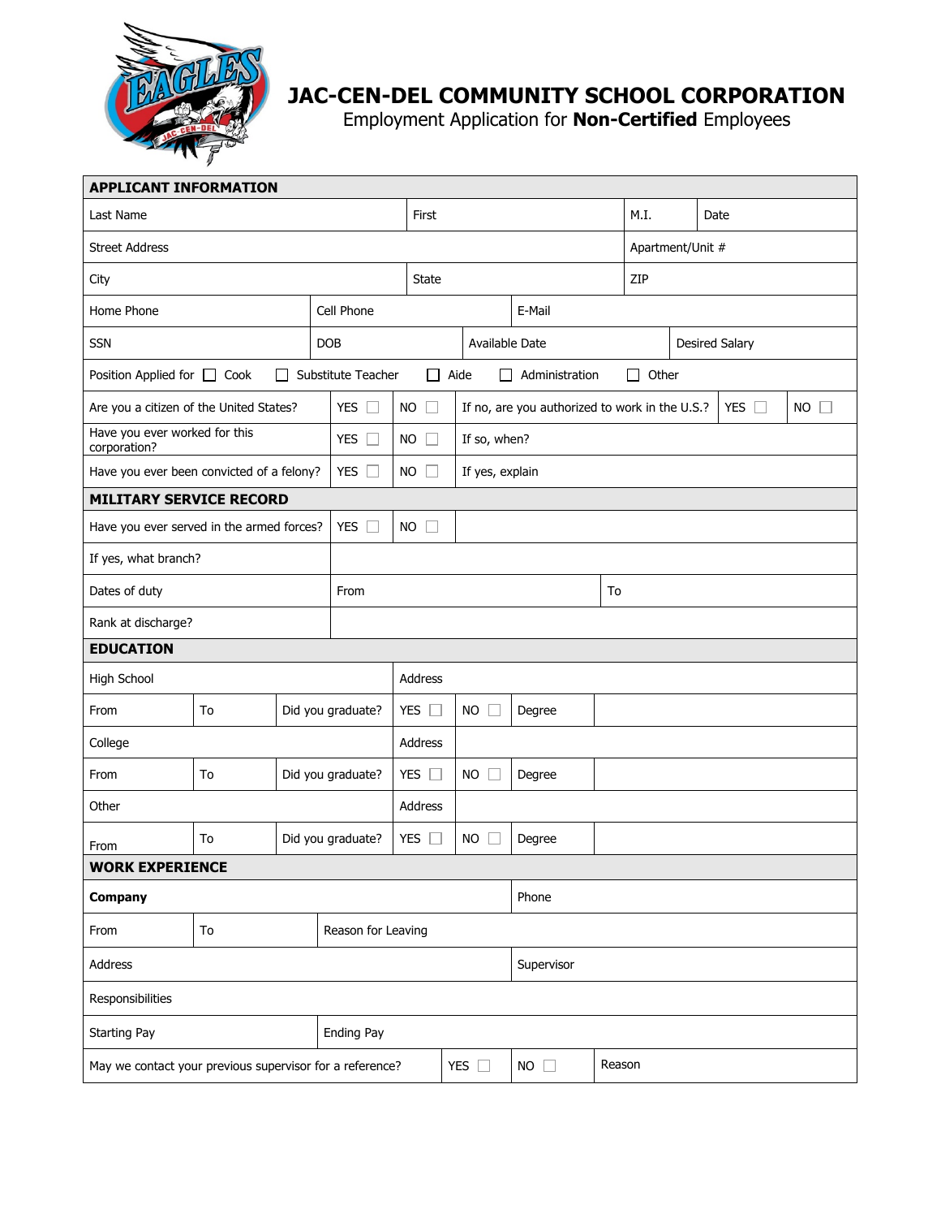# JAC-CEN-DEL COMMUNITY SCHOOL CORPORATION

Employment Application for **Non-Certified** Employees

## APPLICANT INFORMATION

| Last Name | First | M.I. | Date |
|---|---|---|---|
| Street Address | | Apartment/Unit # | |
| City | State | ZIP | |

| Home Phone | Cell Phone | E-Mail |
|---|---|---|

| SSN | DOB | Available Date | Desired Salary |
|---|---|---|---|

Position Applied for ☐ Cook ☐ Substitute Teacher ☐ Aide ☐ Administration ☐ Other

| | | | | | |
|---|---|---|---|---|---|
| Are you a citizen of the United States? | YES ☐ | NO ☐ | If no, are you authorized to work in the U.S.? | YES ☐ | NO ☐ |
| Have you ever worked for this corporation? | YES ☐ | NO ☐ | If so, when? | | |
| Have you ever been convicted of a felony? | YES ☐ | NO ☐ | If yes, explain | | |

## MILITARY SERVICE RECORD

| | | |
|---|---|---|
| Have you ever served in the armed forces? | YES ☐ | NO ☐ |
| If yes, what branch? | | |
| Dates of duty | From | To |
| Rank at discharge? | | |

## EDUCATION

| | | | | | | |
|---|---|---|---|---|---|---|
| High School | | | Address | | | |
| From | To | Did you graduate? | YES ☐ | NO ☐ | Degree | |
| College | | | Address | | | |
| From | To | Did you graduate? | YES ☐ | NO ☐ | Degree | |
| Other | | | Address | | | |
| From | To | Did you graduate? | YES ☐ | NO ☐ | Degree | |

## WORK EXPERIENCE

| | | | |
|---|---|---|---|
| **Company** | | Phone | |
| From | To | Reason for Leaving | |
| Address | | Supervisor | |
| Responsibilities | | | |
| Starting Pay | | Ending Pay | |

| | | | |
|---|---|---|---|
| May we contact your previous supervisor for a reference? | YES ☐ | NO ☐ | Reason |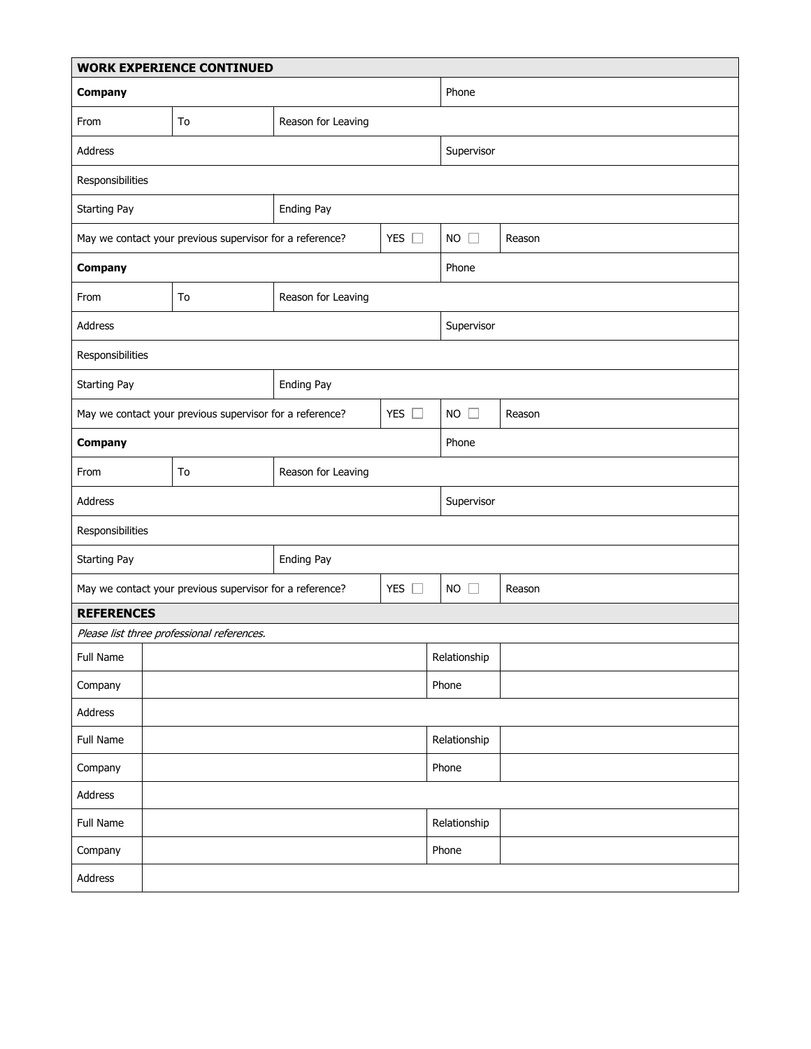## WORK EXPERIENCE CONTINUED

| **Company** | | | | | Phone | |
|---|---|---|---|---|---|---|
| From | To | Reason for Leaving | | | | |
| Address | | | | | Supervisor | |
| Responsibilities | | | | | | |
| Starting Pay | | Ending Pay | | | | |
| May we contact your previous supervisor for a reference? | | | | YES ☐ | NO ☐ | Reason |
| **Company** | | | | | Phone | |
| From | To | Reason for Leaving | | | | |
| Address | | | | | Supervisor | |
| Responsibilities | | | | | | |
| Starting Pay | | Ending Pay | | | | |
| May we contact your previous supervisor for a reference? | | | | YES ☐ | NO ☐ | Reason |
| **Company** | | | | | Phone | |
| From | To | Reason for Leaving | | | | |
| Address | | | | | Supervisor | |
| Responsibilities | | | | | | |
| Starting Pay | | Ending Pay | | | | |
| May we contact your previous supervisor for a reference? | | | | YES ☐ | NO ☐ | Reason |

## REFERENCES

*Please list three professional references.*

| Full Name | | Relationship | |
|---|---|---|---|
| Company | | Phone | |
| Address | | | |
| Full Name | | Relationship | |
| Company | | Phone | |
| Address | | | |
| Full Name | | Relationship | |
| Company | | Phone | |
| Address | | | |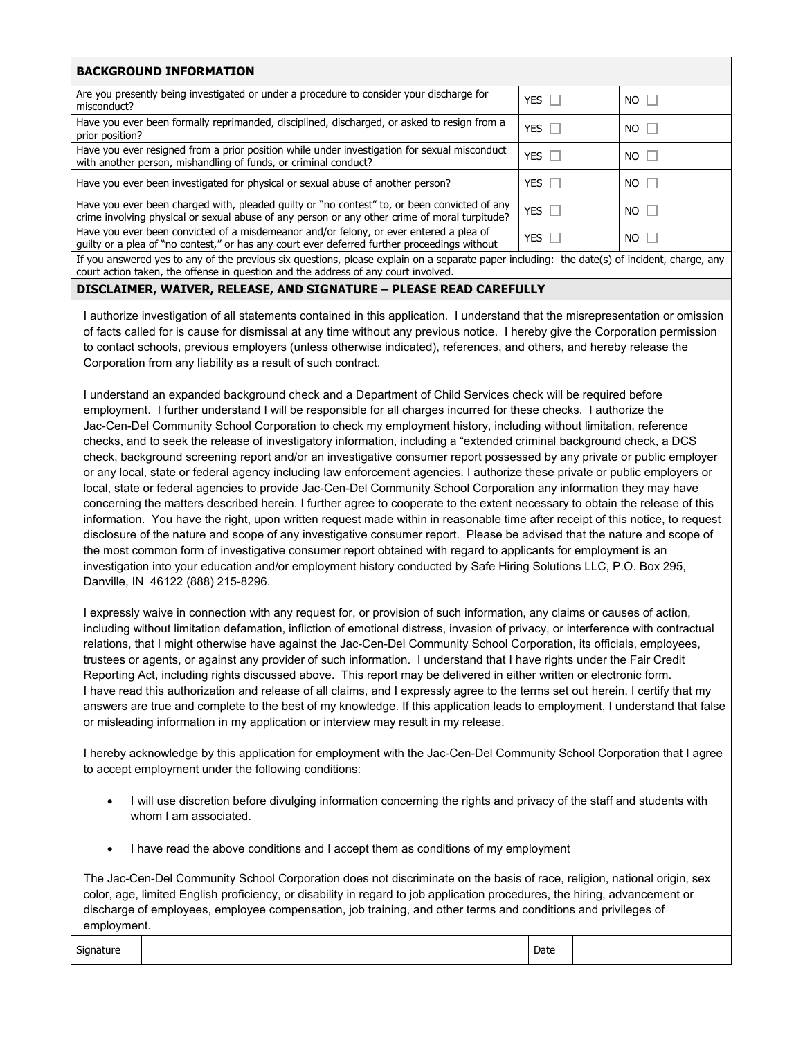## BACKGROUND INFORMATION

| | | |
|---|---|---|
| Are you presently being investigated or under a procedure to consider your discharge for misconduct? | YES ☐ | NO ☐ |
| Have you ever been formally reprimanded, disciplined, discharged, or asked to resign from a prior position? | YES ☐ | NO ☐ |
| Have you ever resigned from a prior position while under investigation for sexual misconduct with another person, mishandling of funds, or criminal conduct? | YES ☐ | NO ☐ |
| Have you ever been investigated for physical or sexual abuse of another person? | YES ☐ | NO ☐ |
| Have you ever been charged with, pleaded guilty or "no contest" to, or been convicted of any crime involving physical or sexual abuse of any person or any other crime of moral turpitude? | YES ☐ | NO ☐ |
| Have you ever been convicted of a misdemeanor and/or felony, or ever entered a plea of guilty or a plea of "no contest," or has any court ever deferred further proceedings without | YES ☐ | NO ☐ |

If you answered yes to any of the previous six questions, please explain on a separate paper including: the date(s) of incident, charge, any court action taken, the offense in question and the address of any court involved.

## DISCLAIMER, WAIVER, RELEASE, AND SIGNATURE – PLEASE READ CAREFULLY

I authorize investigation of all statements contained in this application. I understand that the misrepresentation or omission of facts called for is cause for dismissal at any time without any previous notice. I hereby give the Corporation permission to contact schools, previous employers (unless otherwise indicated), references, and others, and hereby release the Corporation from any liability as a result of such contract.

I understand an expanded background check and a Department of Child Services check will be required before employment. I further understand I will be responsible for all charges incurred for these checks. I authorize the Jac-Cen-Del Community School Corporation to check my employment history, including without limitation, reference checks, and to seek the release of investigatory information, including a "extended criminal background check, a DCS check, background screening report and/or an investigative consumer report possessed by any private or public employer or any local, state or federal agency including law enforcement agencies. I authorize these private or public employers or local, state or federal agencies to provide Jac-Cen-Del Community School Corporation any information they may have concerning the matters described herein. I further agree to cooperate to the extent necessary to obtain the release of this information. You have the right, upon written request made within in reasonable time after receipt of this notice, to request disclosure of the nature and scope of any investigative consumer report. Please be advised that the nature and scope of the most common form of investigative consumer report obtained with regard to applicants for employment is an investigation into your education and/or employment history conducted by Safe Hiring Solutions LLC, P.O. Box 295, Danville, IN 46122 (888) 215-8296.

I expressly waive in connection with any request for, or provision of such information, any claims or causes of action, including without limitation defamation, infliction of emotional distress, invasion of privacy, or interference with contractual relations, that I might otherwise have against the Jac-Cen-Del Community School Corporation, its officials, employees, trustees or agents, or against any provider of such information. I understand that I have rights under the Fair Credit Reporting Act, including rights discussed above. This report may be delivered in either written or electronic form. I have read this authorization and release of all claims, and I expressly agree to the terms set out herein. I certify that my answers are true and complete to the best of my knowledge. If this application leads to employment, I understand that false or misleading information in my application or interview may result in my release.

I hereby acknowledge by this application for employment with the Jac-Cen-Del Community School Corporation that I agree to accept employment under the following conditions:

- I will use discretion before divulging information concerning the rights and privacy of the staff and students with whom I am associated.
- I have read the above conditions and I accept them as conditions of my employment

The Jac-Cen-Del Community School Corporation does not discriminate on the basis of race, religion, national origin, sex color, age, limited English proficiency, or disability in regard to job application procedures, the hiring, advancement or discharge of employees, employee compensation, job training, and other terms and conditions and privileges of employment.

| | | | |
|---|---|---|---|
| Signature | | Date | |